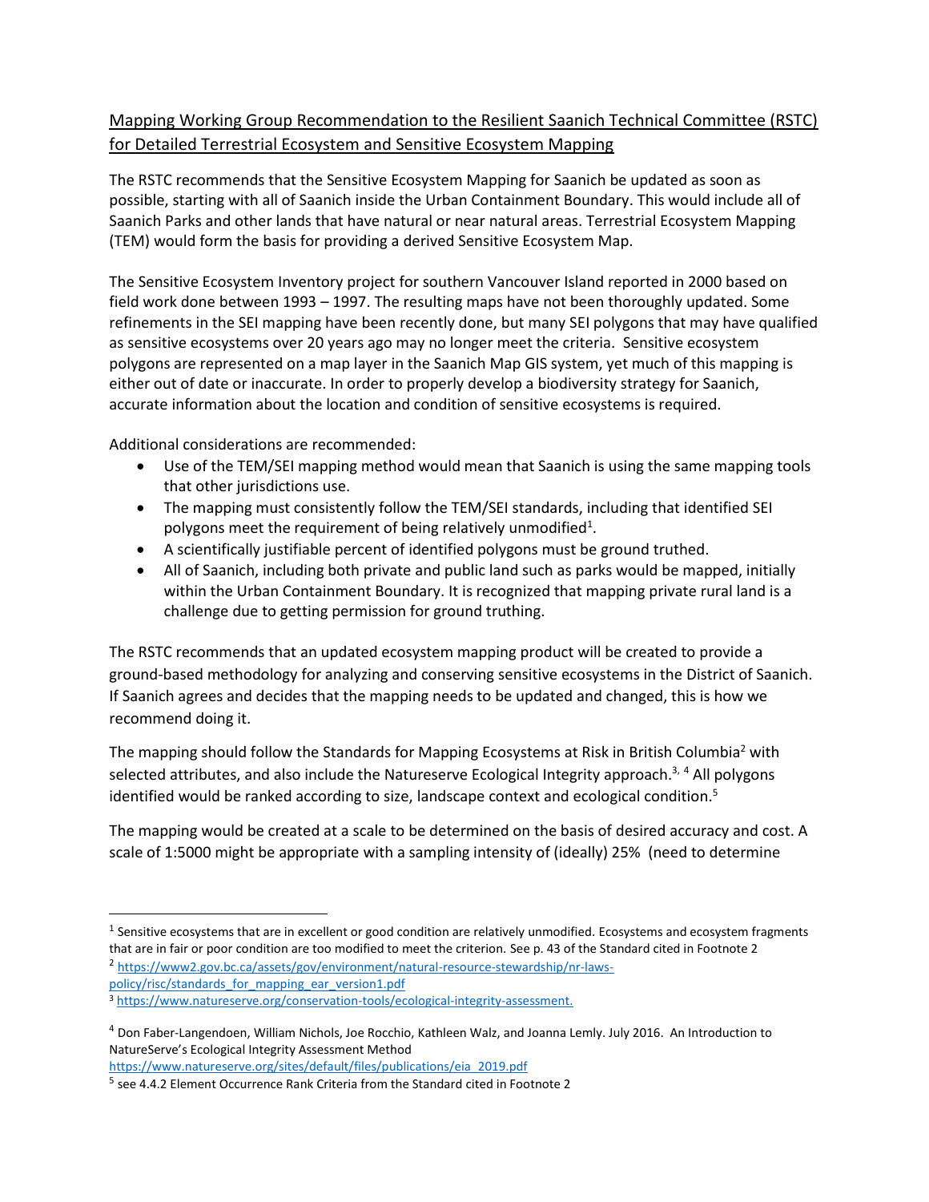## Mapping Working Group Recommendation to the Resilient Saanich Technical Committee (RSTC) for Detailed Terrestrial Ecosystem and Sensitive Ecosystem Mapping

The RSTC recommends that the Sensitive Ecosystem Mapping for Saanich be updated as soon as possible, starting with all of Saanich inside the Urban Containment Boundary. This would include all of Saanich Parks and other lands that have natural or near natural areas. Terrestrial Ecosystem Mapping (TEM) would form the basis for providing a derived Sensitive Ecosystem Map.

The Sensitive Ecosystem Inventory project for southern Vancouver Island reported in 2000 based on field work done between 1993 – 1997. The resulting maps have not been thoroughly updated. Some refinements in the SEI mapping have been recently done, but many SEI polygons that may have qualified as sensitive ecosystems over 20 years ago may no longer meet the criteria. Sensitive ecosystem polygons are represented on a map layer in the Saanich Map GIS system, yet much of this mapping is either out of date or inaccurate. In order to properly develop a biodiversity strategy for Saanich, accurate information about the location and condition of sensitive ecosystems is required.

Additional considerations are recommended:

- Use of the TEM/SEI mapping method would mean that Saanich is using the same mapping tools that other jurisdictions use.
- The mapping must consistently follow the TEM/SEI standards, including that identified SEI polygons meet the requirement of being relatively unmodified[1].
- A scientifically justifiable percent of identified polygons must be ground truthed.
- All of Saanich, including both private and public land such as parks would be mapped, initially within the Urban Containment Boundary. It is recognized that mapping private rural land is a challenge due to getting permission for ground truthing.

The RSTC recommends that an updated ecosystem mapping product will be created to provide a ground-based methodology for analyzing and conserving sensitive ecosystems in the District of Saanich. If Saanich agrees and decides that the mapping needs to be updated and changed, this is how we recommend doing it.

The mapping should follow the Standards for Mapping Ecosystems at Risk in British Columbia[2] with selected attributes, and also include the Natureserve Ecological Integrity approach.[3, 4] All polygons identified would be ranked according to size, landscape context and ecological condition.[5]

The mapping would be created at a scale to be determined on the basis of desired accuracy and cost. A scale of 1:5000 might be appropriate with a sampling intensity of (ideally) 25% (need to determine

---

[1] Sensitive ecosystems that are in excellent or good condition are relatively unmodified. Ecosystems and ecosystem fragments that are in fair or poor condition are too modified to meet the criterion. See p. 43 of the Standard cited in Footnote 2

[2] https://www2.gov.bc.ca/assets/gov/environment/natural-resource-stewardship/nr-laws-policy/risc/standards_for_mapping_ear_version1.pdf

[3] https://www.natureserve.org/conservation-tools/ecological-integrity-assessment.

[4] Don Faber-Langendoen, William Nichols, Joe Rocchio, Kathleen Walz, and Joanna Lemly. July 2016. An Introduction to NatureServe's Ecological Integrity Assessment Method https://www.natureserve.org/sites/default/files/publications/eia_2019.pdf

[5] see 4.4.2 Element Occurrence Rank Criteria from the Standard cited in Footnote 2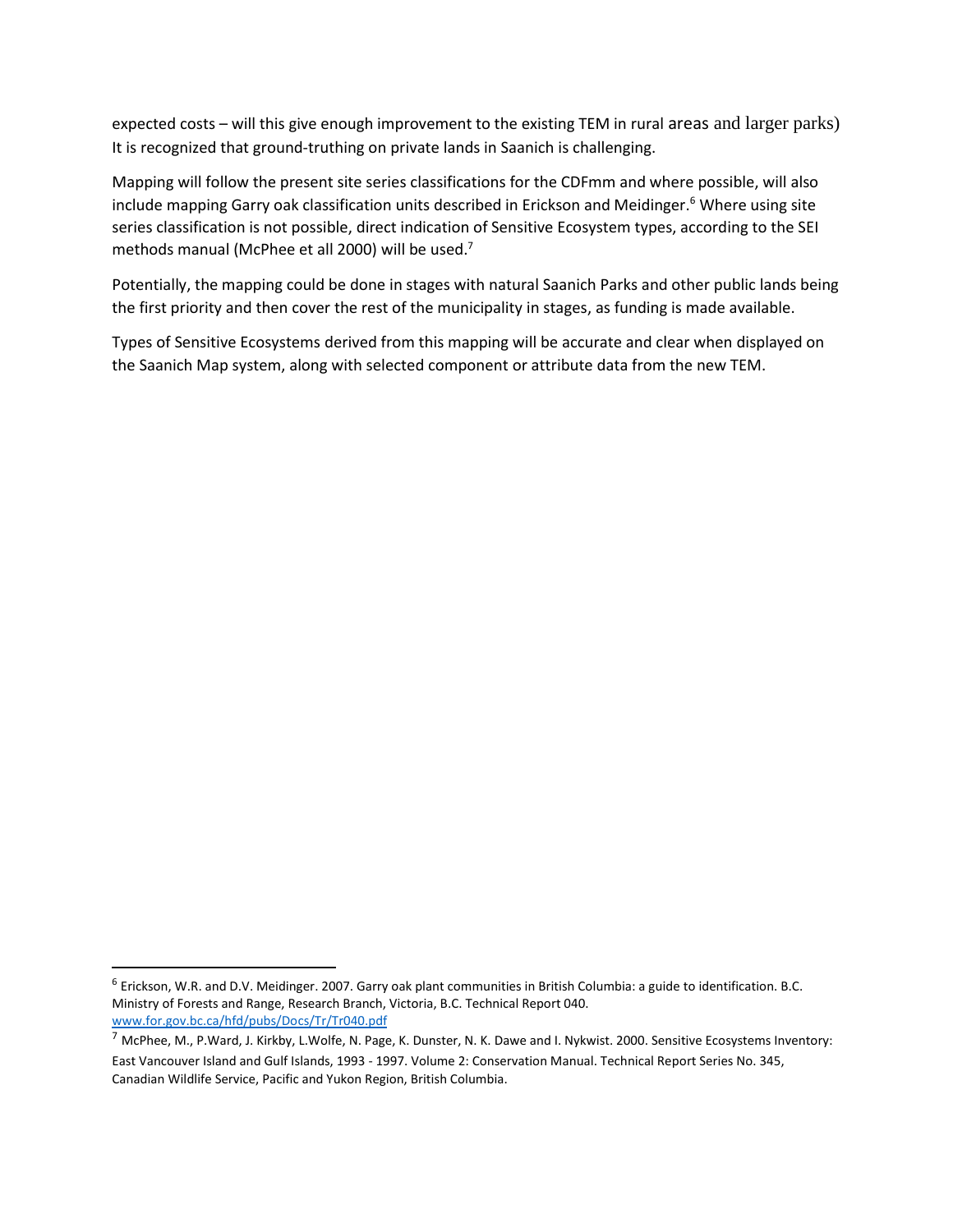expected costs – will this give enough improvement to the existing TEM in rural areas and larger parks) It is recognized that ground-truthing on private lands in Saanich is challenging.

Mapping will follow the present site series classifications for the CDFmm and where possible, will also include mapping Garry oak classification units described in Erickson and Meidinger.[6] Where using site series classification is not possible, direct indication of Sensitive Ecosystem types, according to the SEI methods manual (McPhee et all 2000) will be used.[7]

Potentially, the mapping could be done in stages with natural Saanich Parks and other public lands being the first priority and then cover the rest of the municipality in stages, as funding is made available.

Types of Sensitive Ecosystems derived from this mapping will be accurate and clear when displayed on the Saanich Map system, along with selected component or attribute data from the new TEM.

---

[6] Erickson, W.R. and D.V. Meidinger. 2007. Garry oak plant communities in British Columbia: a guide to identification. B.C. Ministry of Forests and Range, Research Branch, Victoria, B.C. Technical Report 040. www.for.gov.bc.ca/hfd/pubs/Docs/Tr/Tr040.pdf

[7] McPhee, M., P.Ward, J. Kirkby, L.Wolfe, N. Page, K. Dunster, N. K. Dawe and I. Nykwist. 2000. Sensitive Ecosystems Inventory: East Vancouver Island and Gulf Islands, 1993 - 1997. Volume 2: Conservation Manual. Technical Report Series No. 345, Canadian Wildlife Service, Pacific and Yukon Region, British Columbia.